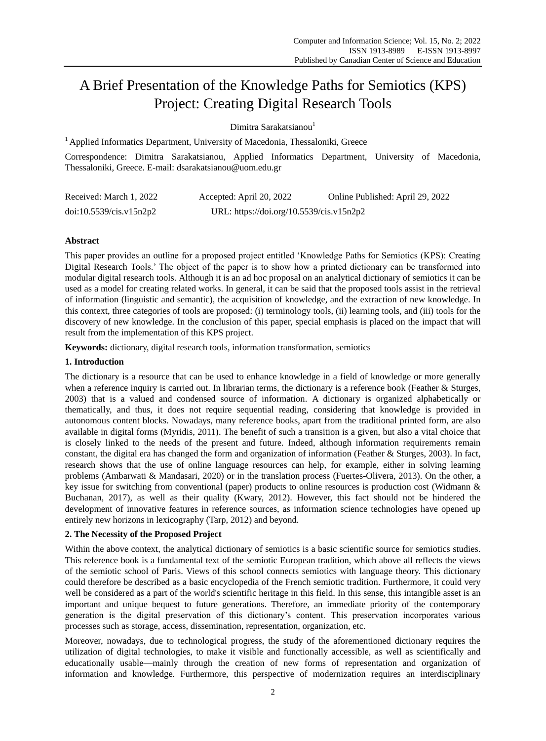# A Brief Presentation of the Knowledge Paths for Semiotics (KPS) Project: Creating Digital Research Tools

Dimitra Sarakatsianou[1]

[1] Applied Informatics Department, University of Macedonia, Thessaloniki, Greece

Correspondence: Dimitra Sarakatsianou, Applied Informatics Department, University of Macedonia, Thessaloniki, Greece. E-mail: dsarakatsianou@uom.edu.gr

Received: March 1, 2022 Accepted: April 20, 2022 Online Published: April 29, 2022

doi:10.5539/cis.v15n2p2 URL: https://doi.org/10.5539/cis.v15n2p2

## Abstract

This paper provides an outline for a proposed project entitled 'Knowledge Paths for Semiotics (KPS): Creating Digital Research Tools.' The object of the paper is to show how a printed dictionary can be transformed into modular digital research tools. Although it is an ad hoc proposal on an analytical dictionary of semiotics it can be used as a model for creating related works. In general, it can be said that the proposed tools assist in the retrieval of information (linguistic and semantic), the acquisition of knowledge, and the extraction of new knowledge. In this context, three categories of tools are proposed: (i) terminology tools, (ii) learning tools, and (iii) tools for the discovery of new knowledge. In the conclusion of this paper, special emphasis is placed on the impact that will result from the implementation of this KPS project.

**Keywords:** dictionary, digital research tools, information transformation, semiotics

## 1. Introduction

The dictionary is a resource that can be used to enhance knowledge in a field of knowledge or more generally when a reference inquiry is carried out. In librarian terms, the dictionary is a reference book (Feather & Sturges, 2003) that is a valued and condensed source of information. A dictionary is organized alphabetically or thematically, and thus, it does not require sequential reading, considering that knowledge is provided in autonomous content blocks. Nowadays, many reference books, apart from the traditional printed form, are also available in digital forms (Myridis, 2011). The benefit of such a transition is a given, but also a vital choice that is closely linked to the needs of the present and future. Indeed, although information requirements remain constant, the digital era has changed the form and organization of information (Feather & Sturges, 2003). In fact, research shows that the use of online language resources can help, for example, either in solving learning problems (Ambarwati & Mandasari, 2020) or in the translation process (Fuertes-Olivera, 2013). On the other, a key issue for switching from conventional (paper) products to online resources is production cost (Widmann & Buchanan, 2017), as well as their quality (Kwary, 2012). However, this fact should not be hindered the development of innovative features in reference sources, as information science technologies have opened up entirely new horizons in lexicography (Tarp, 2012) and beyond.

## 2. The Necessity of the Proposed Project

Within the above context, the analytical dictionary of semiotics is a basic scientific source for semiotics studies. This reference book is a fundamental text of the semiotic European tradition, which above all reflects the views of the semiotic school of Paris. Views of this school connects semiotics with language theory. This dictionary could therefore be described as a basic encyclopedia of the French semiotic tradition. Furthermore, it could very well be considered as a part of the world's scientific heritage in this field. In this sense, this intangible asset is an important and unique bequest to future generations. Therefore, an immediate priority of the contemporary generation is the digital preservation of this dictionary's content. This preservation incorporates various processes such as storage, access, dissemination, representation, organization, etc.

Moreover, nowadays, due to technological progress, the study of the aforementioned dictionary requires the utilization of digital technologies, to make it visible and functionally accessible, as well as scientifically and educationally usable—mainly through the creation of new forms of representation and organization of information and knowledge. Furthermore, this perspective of modernization requires an interdisciplinary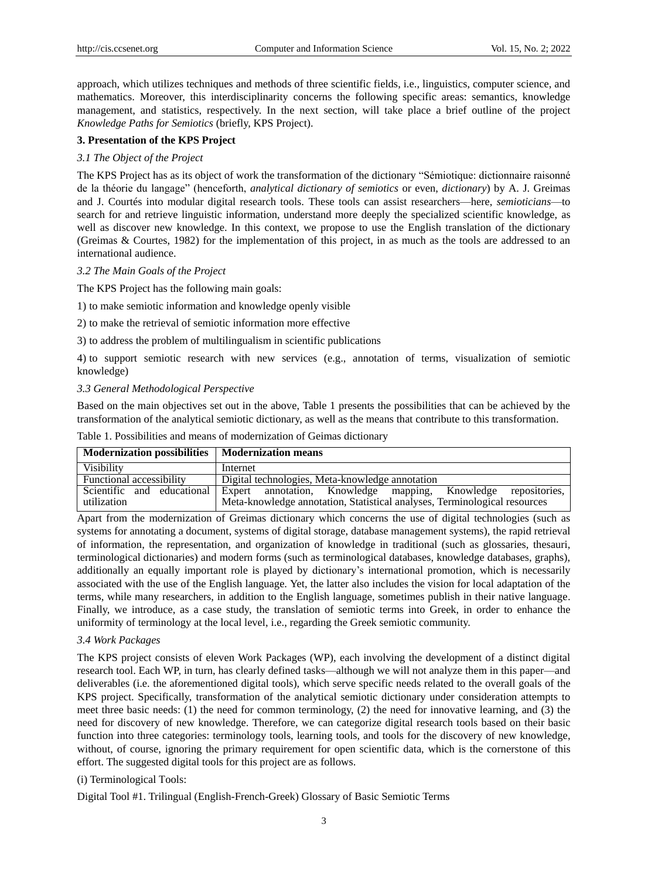approach, which utilizes techniques and methods of three scientific fields, i.e., linguistics, computer science, and mathematics. Moreover, this interdisciplinarity concerns the following specific areas: semantics, knowledge management, and statistics, respectively. In the next section, will take place a brief outline of the project *Knowledge Paths for Semiotics* (briefly, KPS Project).

## 3. Presentation of the KPS Project

### *3.1 The Object of the Project*

The KPS Project has as its object of work the transformation of the dictionary "Sémiotique: dictionnaire raisonné de la théorie du langage" (henceforth, *analytical dictionary of semiotics* or even, *dictionary*) by A. J. Greimas and J. Courtés into modular digital research tools. These tools can assist researchers—here, *semioticians*—to search for and retrieve linguistic information, understand more deeply the specialized scientific knowledge, as well as discover new knowledge. In this context, we propose to use the English translation of the dictionary (Greimas & Courtes, 1982) for the implementation of this project, in as much as the tools are addressed to an international audience.

### *3.2 The Main Goals of the Project*

The KPS Project has the following main goals:

1) to make semiotic information and knowledge openly visible

2) to make the retrieval of semiotic information more effective

3) to address the problem of multilingualism in scientific publications

4) to support semiotic research with new services (e.g., annotation of terms, visualization of semiotic knowledge)

### *3.3 General Methodological Perspective*

Based on the main objectives set out in the above, Table 1 presents the possibilities that can be achieved by the transformation of the analytical semiotic dictionary, as well as the means that contribute to this transformation.

Table 1. Possibilities and means of modernization of Geimas dictionary

| Modernization possibilities | Modernization means |
|---|---|
| Visibility | Internet |
| Functional accessibility | Digital technologies, Meta-knowledge annotation |
| Scientific and educational utilization | Expert annotation, Knowledge mapping, Knowledge repositories, Meta-knowledge annotation, Statistical analyses, Terminological resources |

Apart from the modernization of Greimas dictionary which concerns the use of digital technologies (such as systems for annotating a document, systems of digital storage, database management systems), the rapid retrieval of information, the representation, and organization of knowledge in traditional (such as glossaries, thesauri, terminological dictionaries) and modern forms (such as terminological databases, knowledge databases, graphs), additionally an equally important role is played by dictionary's international promotion, which is necessarily associated with the use of the English language. Yet, the latter also includes the vision for local adaptation of the terms, while many researchers, in addition to the English language, sometimes publish in their native language. Finally, we introduce, as a case study, the translation of semiotic terms into Greek, in order to enhance the uniformity of terminology at the local level, i.e., regarding the Greek semiotic community.

### *3.4 Work Packages*

The KPS project consists of eleven Work Packages (WP), each involving the development of a distinct digital research tool. Each WP, in turn, has clearly defined tasks—although we will not analyze them in this paper—and deliverables (i.e. the aforementioned digital tools), which serve specific needs related to the overall goals of the KPS project. Specifically, transformation of the analytical semiotic dictionary under consideration attempts to meet three basic needs: (1) the need for common terminology, (2) the need for innovative learning, and (3) the need for discovery of new knowledge. Therefore, we can categorize digital research tools based on their basic function into three categories: terminology tools, learning tools, and tools for the discovery of new knowledge, without, of course, ignoring the primary requirement for open scientific data, which is the cornerstone of this effort. The suggested digital tools for this project are as follows.

(i) Terminological Tools:

Digital Tool #1. Trilingual (English-French-Greek) Glossary of Basic Semiotic Terms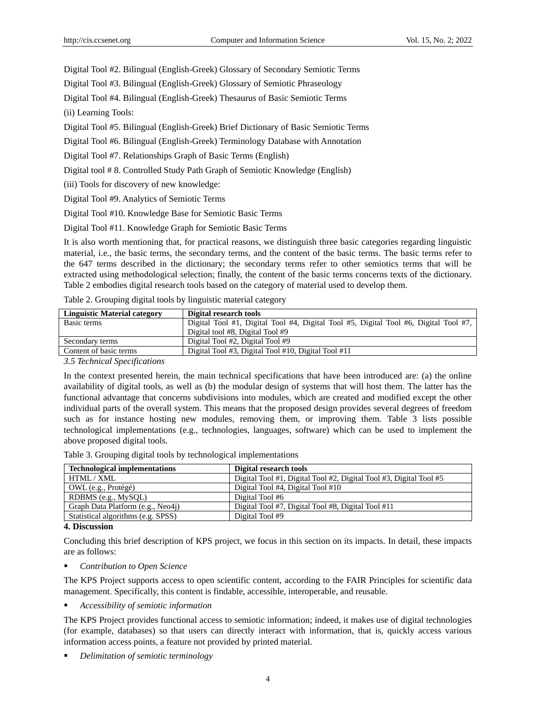Digital Tool #2. Bilingual (English-Greek) Glossary of Secondary Semiotic Terms

Digital Tool #3. Bilingual (English-Greek) Glossary of Semiotic Phraseology

Digital Tool #4. Bilingual (English-Greek) Thesaurus of Basic Semiotic Terms

(ii) Learning Tools:

Digital Tool #5. Bilingual (English-Greek) Brief Dictionary of Basic Semiotic Terms

Digital Tool #6. Bilingual (English-Greek) Terminology Database with Annotation

Digital Tool #7. Relationships Graph of Basic Terms (English)

Digital tool # 8. Controlled Study Path Graph of Semiotic Knowledge (English)

(iii) Tools for discovery of new knowledge:

Digital Tool #9. Analytics of Semiotic Terms

Digital Tool #10. Knowledge Base for Semiotic Basic Terms

Digital Tool #11. Knowledge Graph for Semiotic Basic Terms

It is also worth mentioning that, for practical reasons, we distinguish three basic categories regarding linguistic material, i.e., the basic terms, the secondary terms, and the content of the basic terms. The basic terms refer to the 647 terms described in the dictionary; the secondary terms refer to other semiotics terms that will be extracted using methodological selection; finally, the content of the basic terms concerns texts of the dictionary. Table 2 embodies digital research tools based on the category of material used to develop them.

Table 2. Grouping digital tools by linguistic material category

| Linguistic Material category | Digital research tools |
|---|---|
| Basic terms | Digital Tool #1, Digital Tool #4, Digital Tool #5, Digital Tool #6, Digital Tool #7, Digital tool #8, Digital Tool #9 |
| Secondary terms | Digital Tool #2, Digital Tool #9 |
| Content of basic terms | Digital Tool #3, Digital Tool #10, Digital Tool #11 |

*3.5 Technical Specifications*

In the context presented herein, the main technical specifications that have been introduced are: (a) the online availability of digital tools, as well as (b) the modular design of systems that will host them. The latter has the functional advantage that concerns subdivisions into modules, which are created and modified except the other individual parts of the overall system. This means that the proposed design provides several degrees of freedom such as for instance hosting new modules, removing them, or improving them. Table 3 lists possible technological implementations (e.g., technologies, languages, software) which can be used to implement the above proposed digital tools.

Table 3. Grouping digital tools by technological implementations

| Technological implementations | Digital research tools |
|---|---|
| HTML / XML | Digital Tool #1, Digital Tool #2, Digital Tool #3, Digital Tool #5 |
| OWL (e.g., Protégé) | Digital Tool #4, Digital Tool #10 |
| RDBMS (e.g., MySQL) | Digital Tool #6 |
| Graph Data Platform (e.g., Neo4j) | Digital Tool #7, Digital Tool #8, Digital Tool #11 |
| Statistical algorithms (e.g. SPSS) | Digital Tool #9 |

## 4. Discussion

Concluding this brief description of KPS project, we focus in this section on its impacts. In detail, these impacts are as follows:

- *Contribution to Open Science*

The KPS Project supports access to open scientific content, according to the FAIR Principles for scientific data management. Specifically, this content is findable, accessible, interoperable, and reusable.

- *Accessibility of semiotic information*

The KPS Project provides functional access to semiotic information; indeed, it makes use of digital technologies (for example, databases) so that users can directly interact with information, that is, quickly access various information access points, a feature not provided by printed material.

- *Delimitation of semiotic terminology*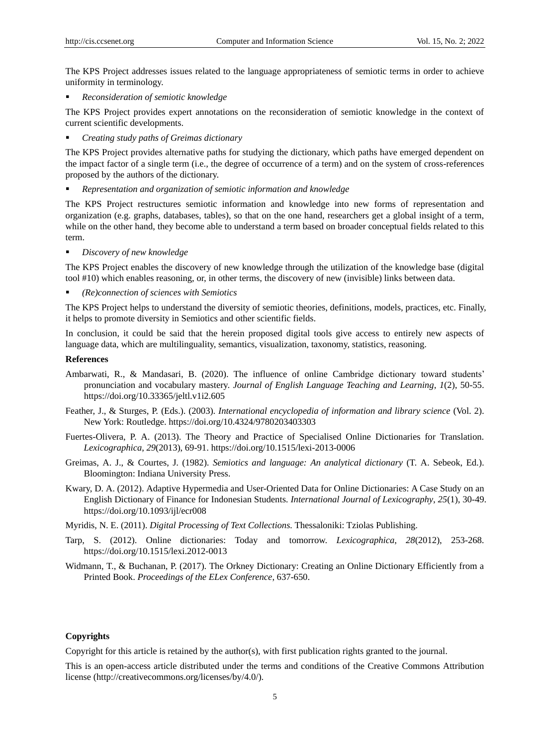The KPS Project addresses issues related to the language appropriateness of semiotic terms in order to achieve uniformity in terminology.

- *Reconsideration of semiotic knowledge*

The KPS Project provides expert annotations on the reconsideration of semiotic knowledge in the context of current scientific developments.

- *Creating study paths of Greimas dictionary*

The KPS Project provides alternative paths for studying the dictionary, which paths have emerged dependent on the impact factor of a single term (i.e., the degree of occurrence of a term) and on the system of cross-references proposed by the authors of the dictionary.

- *Representation and organization of semiotic information and knowledge*

The KPS Project restructures semiotic information and knowledge into new forms of representation and organization (e.g. graphs, databases, tables), so that on the one hand, researchers get a global insight of a term, while on the other hand, they become able to understand a term based on broader conceptual fields related to this term.

- *Discovery of new knowledge*

The KPS Project enables the discovery of new knowledge through the utilization of the knowledge base (digital tool #10) which enables reasoning, or, in other terms, the discovery of new (invisible) links between data.

- *(Re)connection of sciences with Semiotics*

The KPS Project helps to understand the diversity of semiotic theories, definitions, models, practices, etc. Finally, it helps to promote diversity in Semiotics and other scientific fields.

In conclusion, it could be said that the herein proposed digital tools give access to entirely new aspects of language data, which are multilinguality, semantics, visualization, taxonomy, statistics, reasoning.

**References**

Ambarwati, R., & Mandasari, B. (2020). The influence of online Cambridge dictionary toward students' pronunciation and vocabulary mastery. *Journal of English Language Teaching and Learning*, *1*(2), 50-55. https://doi.org/10.33365/jeltl.v1i2.605

Feather, J., & Sturges, P. (Eds.). (2003). *International encyclopedia of information and library science* (Vol. 2). New York: Routledge. https://doi.org/10.4324/9780203403303

Fuertes-Olivera, P. A. (2013). The Theory and Practice of Specialised Online Dictionaries for Translation. *Lexicographica*, *29*(2013), 69-91. https://doi.org/10.1515/lexi-2013-0006

Greimas, A. J., & Courtes, J. (1982). *Semiotics and language: An analytical dictionary* (T. A. Sebeok, Ed.). Bloomington: Indiana University Press.

Kwary, D. A. (2012). Adaptive Hypermedia and User-Oriented Data for Online Dictionaries: A Case Study on an English Dictionary of Finance for Indonesian Students. *International Journal of Lexicography*, *25*(1), 30-49. https://doi.org/10.1093/ijl/ecr008

Myridis, N. E. (2011). *Digital Processing of Text Collections.* Thessaloniki: Tziolas Publishing.

Tarp, S. (2012). Online dictionaries: Today and tomorrow. *Lexicographica*, *28*(2012), 253-268. https://doi.org/10.1515/lexi.2012-0013

Widmann, T., & Buchanan, P. (2017). The Orkney Dictionary: Creating an Online Dictionary Efficiently from a Printed Book. *Proceedings of the ELex Conference*, 637-650.

**Copyrights**

Copyright for this article is retained by the author(s), with first publication rights granted to the journal.

This is an open-access article distributed under the terms and conditions of the Creative Commons Attribution license (http://creativecommons.org/licenses/by/4.0/).